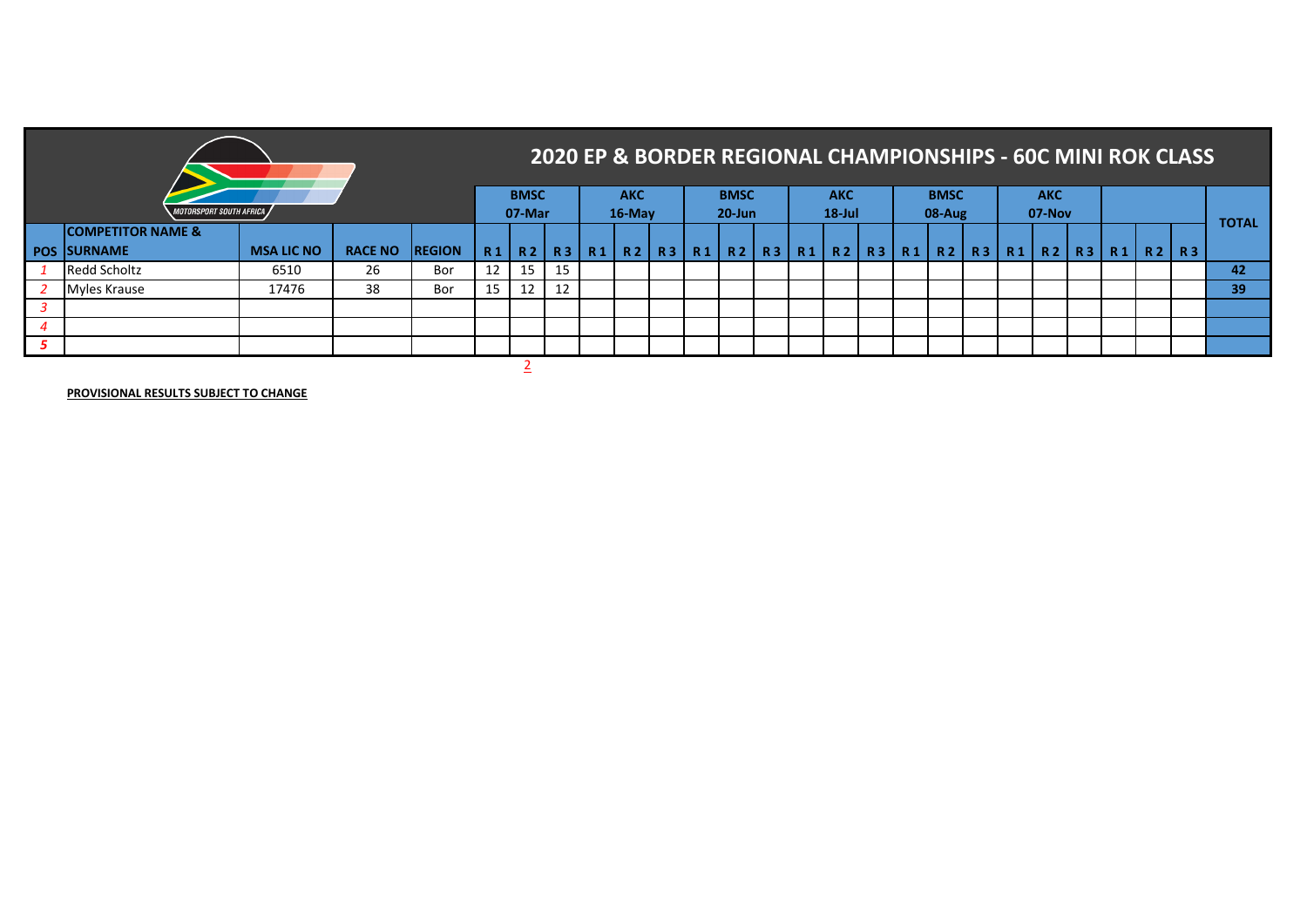# 2020 EP & BORDER REGIONAL CHAMPIONSHIPS - 60C MINI ROK CLASS

MOTORSPORT SOUTH AFRICA

| | | | | | BMSC 07-Mar | | | AKC 16-May | | | BMSC 20-Jun | | | AKC 18-Jul | | | BMSC 08-Aug | | | AKC 07-Nov | | | | | | TOTAL |
|---|---|---|---|---|---|---|---|---|---|---|---|---|---|---|---|---|---|---|---|---|---|---|---|---|---|---|
| POS | COMPETITOR NAME & SURNAME | MSA LIC NO | RACE NO | REGION | R 1 | R 2 | R 3 | R 1 | R 2 | R 3 | R 1 | R 2 | R 3 | R 1 | R 2 | R 3 | R 1 | R 2 | R 3 | R 1 | R 2 | R 3 | R 1 | R 2 | R 3 | |
| 1 | Redd Scholtz | 6510 | 26 | Bor | 12 | 15 | 15 | | | | | | | | | | | | | | | | | | | 42 |
| 2 | Myles Krause | 17476 | 38 | Bor | 15 | 12 | 12 | | | | | | | | | | | | | | | | | | | 39 |
| 3 | | | | | | | | | | | | | | | | | | | | | | | | | | |
| 4 | | | | | | | | | | | | | | | | | | | | | | | | | | |
| 5 | | | | | | | | | | | | | | | | | | | | | | | | | | |

2

**PROVISIONAL RESULTS SUBJECT TO CHANGE**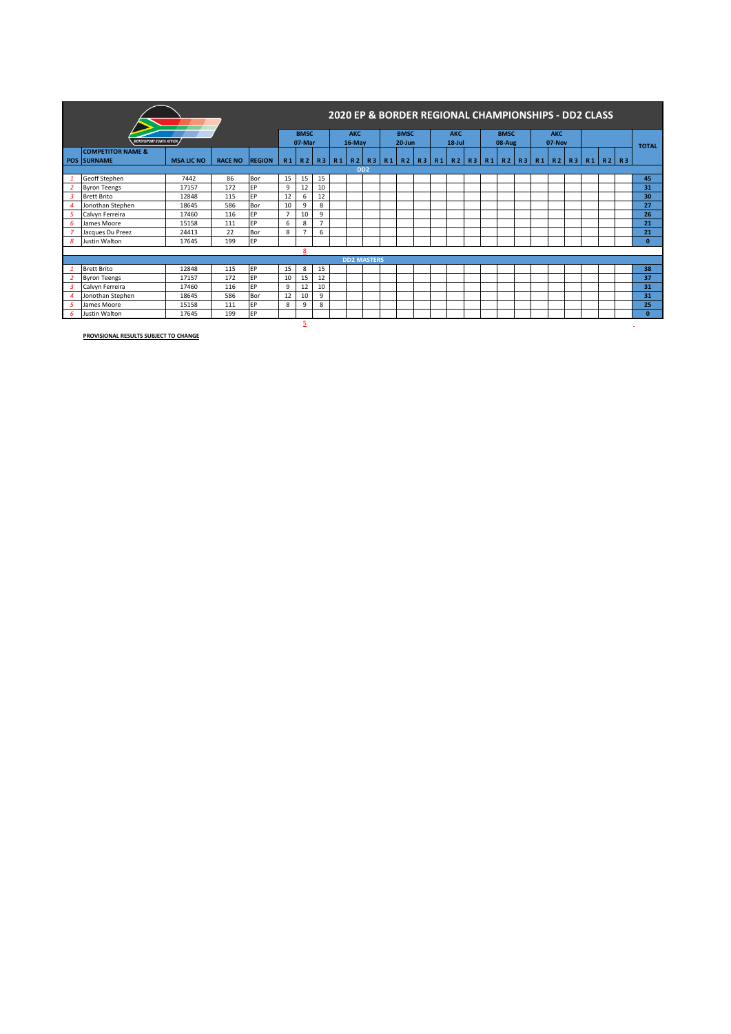# 2020 EP & BORDER REGIONAL CHAMPIONSHIPS - DD2 CLASS

| POS | COMPETITOR NAME & SURNAME | MSA LIC NO | RACE NO | REGION | BMSC 07-Mar R1 | R2 | R3 | AKC 16-May R1 | R2 | R3 | BMSC 20-Jun R1 | R2 | R3 | AKC 18-Jul R1 | R2 | R3 | BMSC 08-Aug R1 | R2 | R3 | AKC 07-Nov R1 | R2 | R3 | R1 | R2 | R3 | TOTAL |
|---|---|---|---|---|---|---|---|---|---|---|---|---|---|---|---|---|---|---|---|---|---|---|---|---|---|---|
| | **DD2** | | | | | | | | | | | | | | | | | | | | | | | | | |
| 1 | Geoff Stephen | 7442 | 86 | Bor | 15 | 15 | 15 | | | | | | | | | | | | | | | | | | | 45 |
| 2 | Byron Teengs | 17157 | 172 | EP | 9 | 12 | 10 | | | | | | | | | | | | | | | | | | | 31 |
| 3 | Brett Brito | 12848 | 115 | EP | 12 | 6 | 12 | | | | | | | | | | | | | | | | | | | 30 |
| 4 | Jonothan Stephen | 18645 | 586 | Bor | 10 | 9 | 8 | | | | | | | | | | | | | | | | | | | 27 |
| 5 | Calvyn Ferreira | 17460 | 116 | EP | 7 | 10 | 9 | | | | | | | | | | | | | | | | | | | 26 |
| 6 | James Moore | 15158 | 111 | EP | 6 | 8 | 7 | | | | | | | | | | | | | | | | | | | 21 |
| 7 | Jacques Du Preez | 24413 | 22 | Bor | 8 | 7 | 6 | | | | | | | | | | | | | | | | | | | 21 |
| 8 | Justin Walton | 17645 | 199 | EP | | | | | | | | | | | | | | | | | | | | | | 0 |
| | | | | | | 8 | | | | | | | | | | | | | | | | | | | | |
| | **DD2 MASTERS** | | | | | | | | | | | | | | | | | | | | | | | | | |
| 1 | Brett Brito | 12848 | 115 | EP | 15 | 8 | 15 | | | | | | | | | | | | | | | | | | | 38 |
| 2 | Byron Teengs | 17157 | 172 | EP | 10 | 15 | 12 | | | | | | | | | | | | | | | | | | | 37 |
| 3 | Calvyn Ferreira | 17460 | 116 | EP | 9 | 12 | 10 | | | | | | | | | | | | | | | | | | | 31 |
| 4 | Jonothan Stephen | 18645 | 586 | Bor | 12 | 10 | 9 | | | | | | | | | | | | | | | | | | | 31 |
| 5 | James Moore | 15158 | 111 | EP | 8 | 9 | 8 | | | | | | | | | | | | | | | | | | | 25 |
| 6 | Justin Walton | 17645 | 199 | EP | | | | | | | | | | | | | | | | | | | | | | 0 |
| | | | | | | 5 | | | | | | | | | | | | | | | | | | | | |

**PROVISIONAL RESULTS SUBJECT TO CHANGE**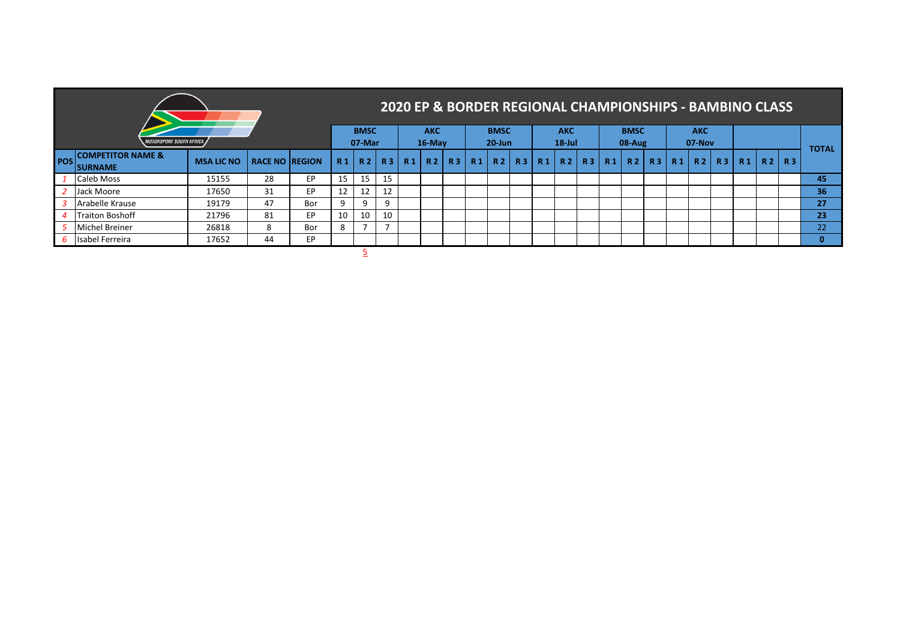## 2020 EP & BORDER REGIONAL CHAMPIONSHIPS - BAMBINO CLASS

| POS | COMPETITOR NAME & SURNAME | MSA LIC NO | RACE NO | REGION | BMSC 07-Mar | | | AKC 16-May | | | BMSC 20-Jun | | | AKC 18-Jul | | | BMSC 08-Aug | | | AKC 07-Nov | | | | | | TOTAL |
|---|---|---|---|---|---|---|---|---|---|---|---|---|---|---|---|---|---|---|---|---|---|---|---|---|---|---|
| | | | | | R 1 | R 2 | R 3 | R 1 | R 2 | R 3 | R 1 | R 2 | R 3 | R 1 | R 2 | R 3 | R 1 | R 2 | R 3 | R 1 | R 2 | R 3 | R 1 | R 2 | R 3 | |
| 1 | Caleb Moss | 15155 | 28 | EP | 15 | 15 | 15 | | | | | | | | | | | | | | | | | | | 45 |
| 2 | Jack Moore | 17650 | 31 | EP | 12 | 12 | 12 | | | | | | | | | | | | | | | | | | | 36 |
| 3 | Arabelle Krause | 19179 | 47 | Bor | 9 | 9 | 9 | | | | | | | | | | | | | | | | | | | 27 |
| 4 | Traiton Boshoff | 21796 | 81 | EP | 10 | 10 | 10 | | | | | | | | | | | | | | | | | | | 23 |
| 5 | Michel Breiner | 26818 | 8 | Bor | 8 | 7 | 7 | | | | | | | | | | | | | | | | | | | 22 |
| 6 | Isabel Ferreira | 17652 | 44 | EP | | | | | | | | | | | | | | | | | | | | | | 0 |
| | | | | | | 5 | | | | | | | | | | | | | | | | | | | | |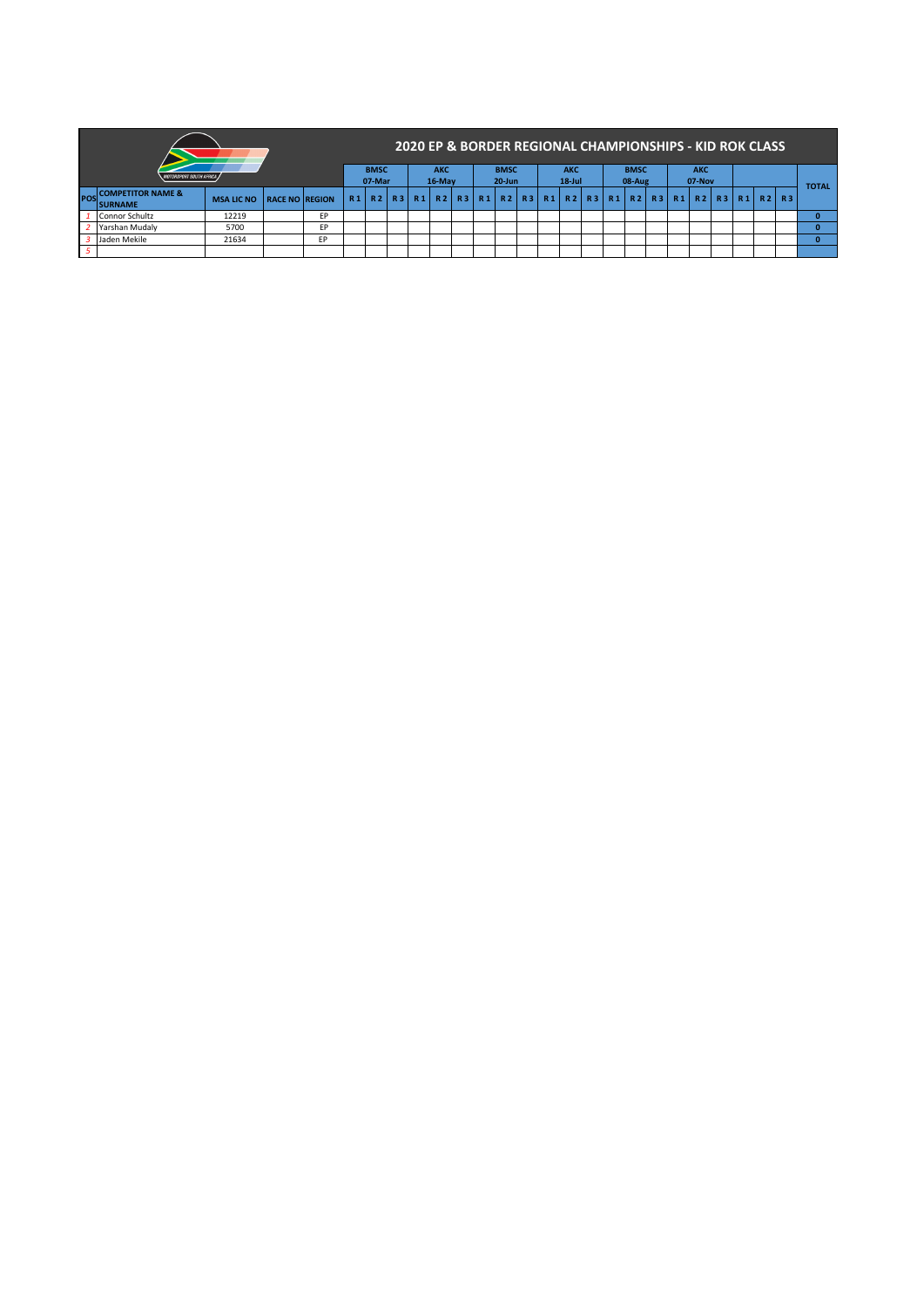# 2020 EP & BORDER REGIONAL CHAMPIONSHIPS - KID ROK CLASS

| POS | COMPETITOR NAME & SURNAME | MSA LIC NO | RACE NO | REGION | BMSC 07-Mar | | | AKC 16-May | | | BMSC 20-Jun | | | AKC 18-Jul | | | BMSC 08-Aug | | | AKC 07-Nov | | | | | | TOTAL |
|---|---|---|---|---|---|---|---|---|---|---|---|---|---|---|---|---|---|---|---|---|---|---|---|---|---|---|
| | | | | | R 1 | R 2 | R 3 | R 1 | R 2 | R 3 | R 1 | R 2 | R 3 | R 1 | R 2 | R 3 | R 1 | R 2 | R 3 | R 1 | R 2 | R 3 | R 1 | R 2 | R 3 | |
| 1 | Connor Schultz | 12219 | | EP | | | | | | | | | | | | | | | | | | | | | | 0 |
| 2 | Yarshan Mudaly | 5700 | | EP | | | | | | | | | | | | | | | | | | | | | | 0 |
| 3 | Jaden Mekile | 21634 | | EP | | | | | | | | | | | | | | | | | | | | | | 0 |
| 5 | | | | | | | | | | | | | | | | | | | | | | | | | | |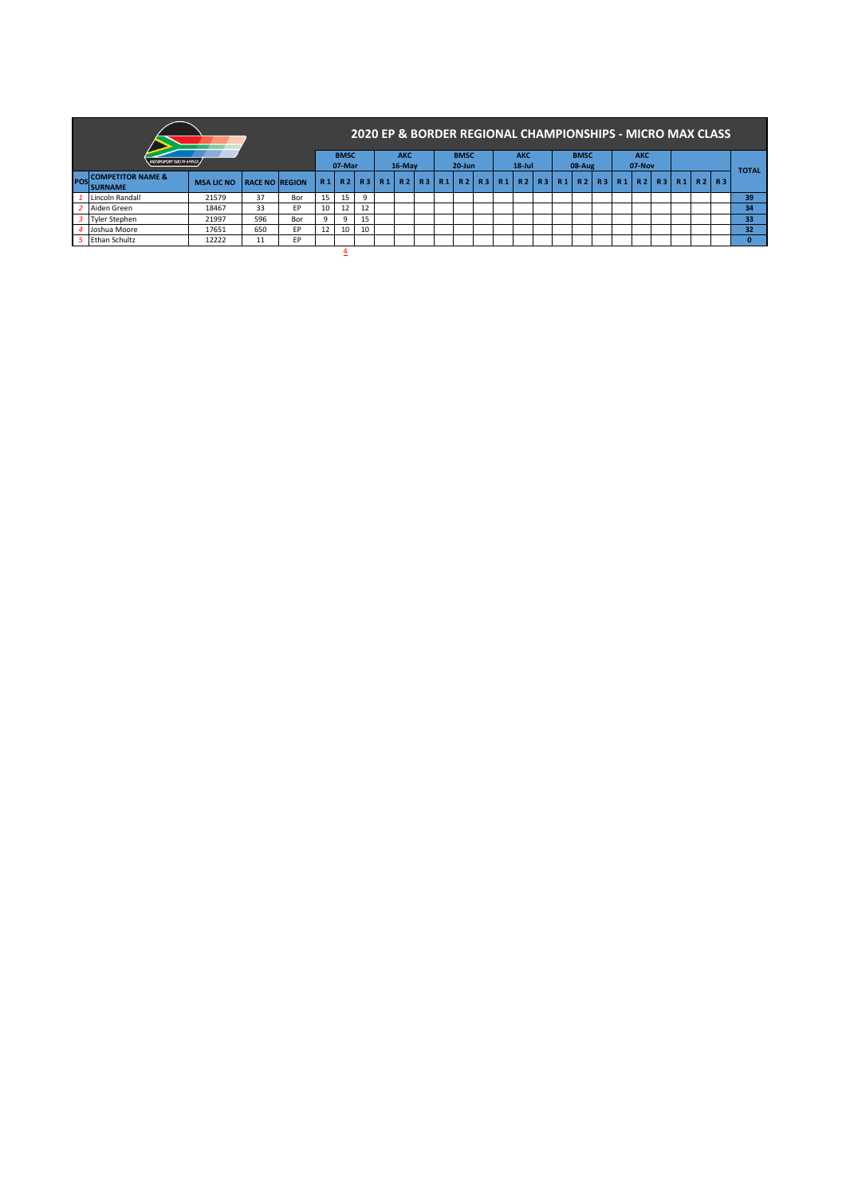# 2020 EP & BORDER REGIONAL CHAMPIONSHIPS - MICRO MAX CLASS

| POS | COMPETITOR NAME & SURNAME | MSA LIC NO | RACE NO | REGION | BMSC 07-Mar | | | AKC 16-May | | | BMSC 20-Jun | | | AKC 18-Jul | | | BMSC 08-Aug | | | AKC 07-Nov | | | | | | TOTAL |
|---|---|---|---|---|---|---|---|---|---|---|---|---|---|---|---|---|---|---|---|---|---|---|---|---|---|---|
| | | | | | R 1 | R 2 | R 3 | R 1 | R 2 | R 3 | R 1 | R 2 | R 3 | R 1 | R 2 | R 3 | R 1 | R 2 | R 3 | R 1 | R 2 | R 3 | R 1 | R 2 | R 3 | |
| 1 | Lincoln Randall | 21579 | 37 | Bor | 15 | 15 | 9 | | | | | | | | | | | | | | | | | | | 39 |
| 2 | Aiden Green | 18467 | 33 | EP | 10 | 12 | 12 | | | | | | | | | | | | | | | | | | | 34 |
| 3 | Tyler Stephen | 21997 | 596 | Bor | 9 | 9 | 15 | | | | | | | | | | | | | | | | | | | 33 |
| 4 | Joshua Moore | 17651 | 650 | EP | 12 | 10 | 10 | | | | | | | | | | | | | | | | | | | 32 |
| 5 | Ethan Schultz | 12222 | 11 | EP | | | | | | | | | | | | | | | | | | | | | | 0 |
| | | | | | | 4 | | | | | | | | | | | | | | | | | | | | |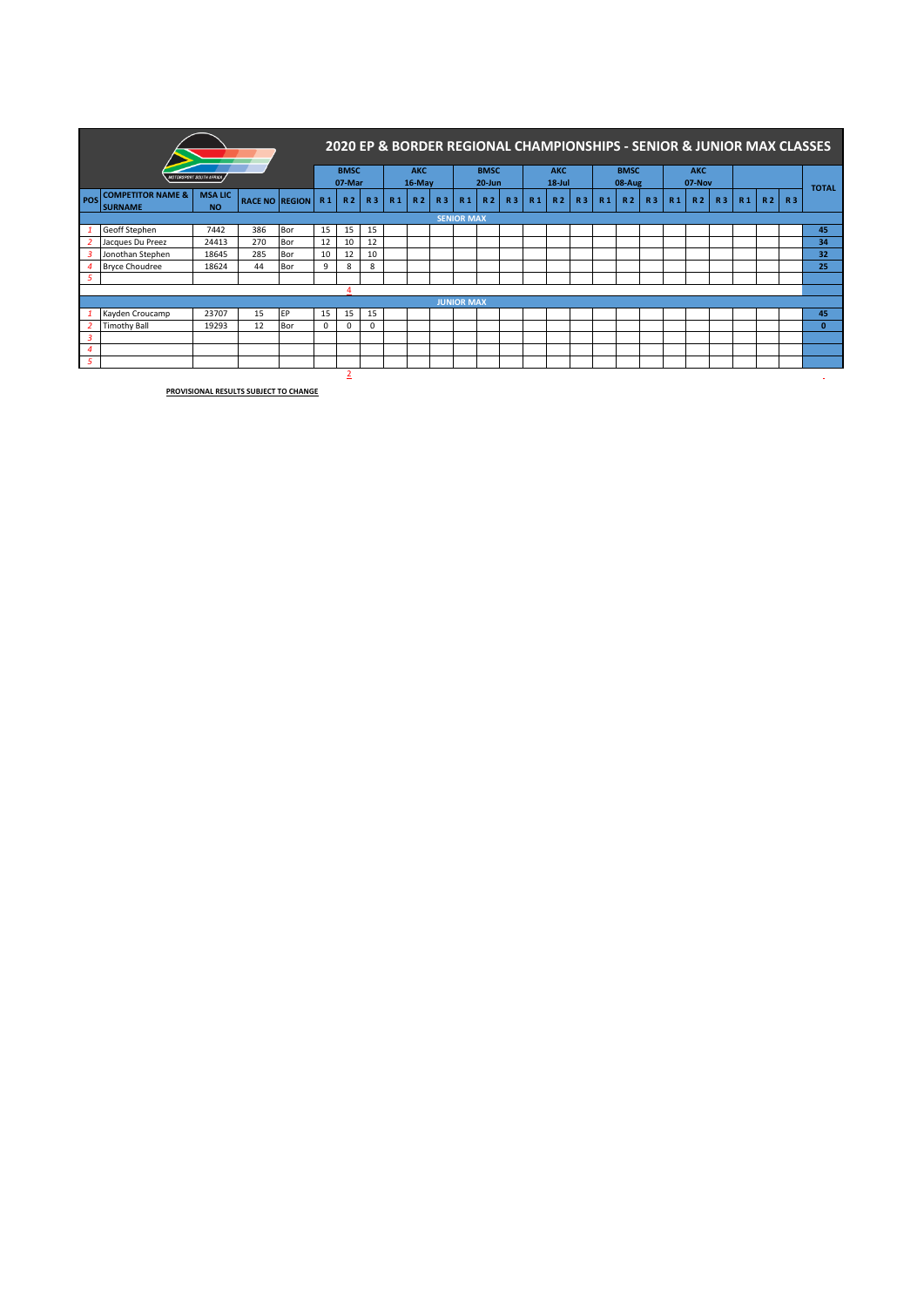# 2020 EP & BORDER REGIONAL CHAMPIONSHIPS - SENIOR & JUNIOR MAX CLASSES

| POS | COMPETITOR NAME & SURNAME | MSA LIC NO | RACE NO | REGION | BMSC 07-Mar R 1 | R 2 | R 3 | AKC 16-May R 1 | R 2 | R 3 | BMSC 20-Jun R 1 | R 2 | R 3 | AKC 18-Jul R 1 | R 2 | R 3 | BMSC 08-Aug R 1 | R 2 | R 3 | AKC 07-Nov R 1 | R 2 | R 3 | R 1 | R 2 | R 3 | TOTAL |
|---|---|---|---|---|---|---|---|---|---|---|---|---|---|---|---|---|---|---|---|---|---|---|---|---|---|---|
| | **SENIOR MAX** | | | | | | | | | | | | | | | | | | | | | | | | | |
| 1 | Geoff Stephen | 7442 | 386 | Bor | 15 | 15 | 15 | | | | | | | | | | | | | | | | | | | 45 |
| 2 | Jacques Du Preez | 24413 | 270 | Bor | 12 | 10 | 12 | | | | | | | | | | | | | | | | | | | 34 |
| 3 | Jonothan Stephen | 18645 | 285 | Bor | 10 | 12 | 10 | | | | | | | | | | | | | | | | | | | 32 |
| 4 | Bryce Choudree | 18624 | 44 | Bor | 9 | 8 | 8 | | | | | | | | | | | | | | | | | | | 25 |
| 5 | | | | | | | | | | | | | | | | | | | | | | | | | | |
| | | | | | | 4 | | | | | | | | | | | | | | | | | | | | |
| | **JUNIOR MAX** | | | | | | | | | | | | | | | | | | | | | | | | | |
| 1 | Kayden Croucamp | 23707 | 15 | EP | 15 | 15 | 15 | | | | | | | | | | | | | | | | | | | 45 |
| 2 | Timothy Ball | 19293 | 12 | Bor | 0 | 0 | 0 | | | | | | | | | | | | | | | | | | | 0 |
| 3 | | | | | | | | | | | | | | | | | | | | | | | | | | |
| 4 | | | | | | | | | | | | | | | | | | | | | | | | | | |
| 5 | | | | | | | | | | | | | | | | | | | | | | | | | | |
| | | | | | | 2 | | | | | | | | | | | | | | | | | | | | |

**PROVISIONAL RESULTS SUBJECT TO CHANGE**